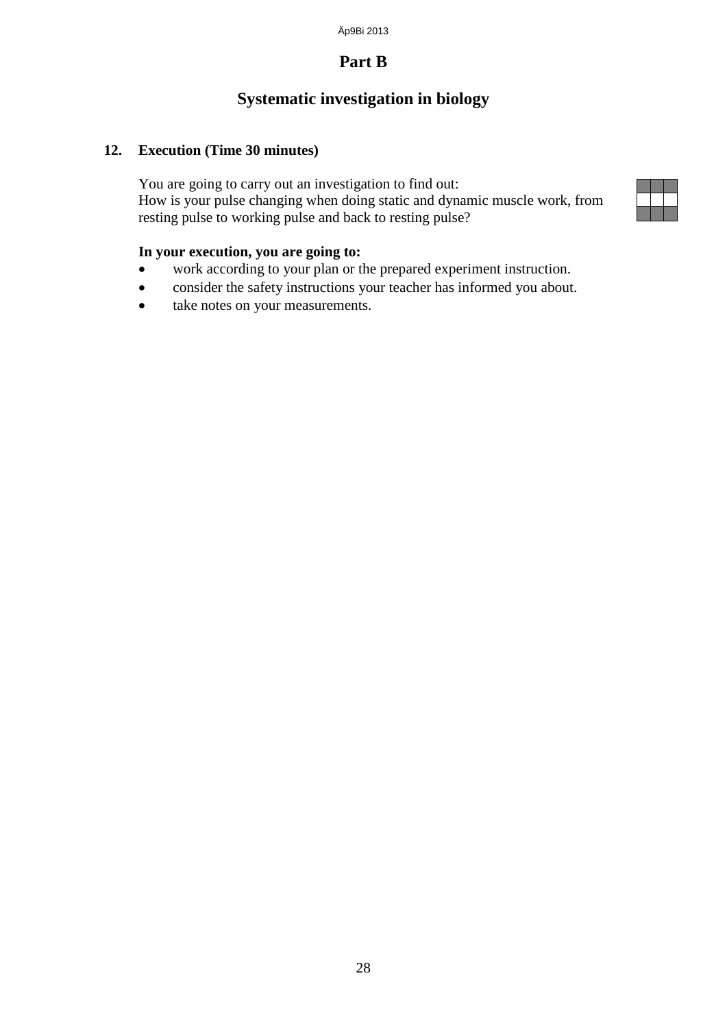# Part B

## Systematic investigation in biology

**12. Execution (Time 30 minutes)**

You are going to carry out an investigation to find out:
How is your pulse changing when doing static and dynamic muscle work, from resting pulse to working pulse and back to resting pulse?

**In your execution, you are going to:**

- work according to your plan or the prepared experiment instruction.
- consider the safety instructions your teacher has informed you about.
- take notes on your measurements.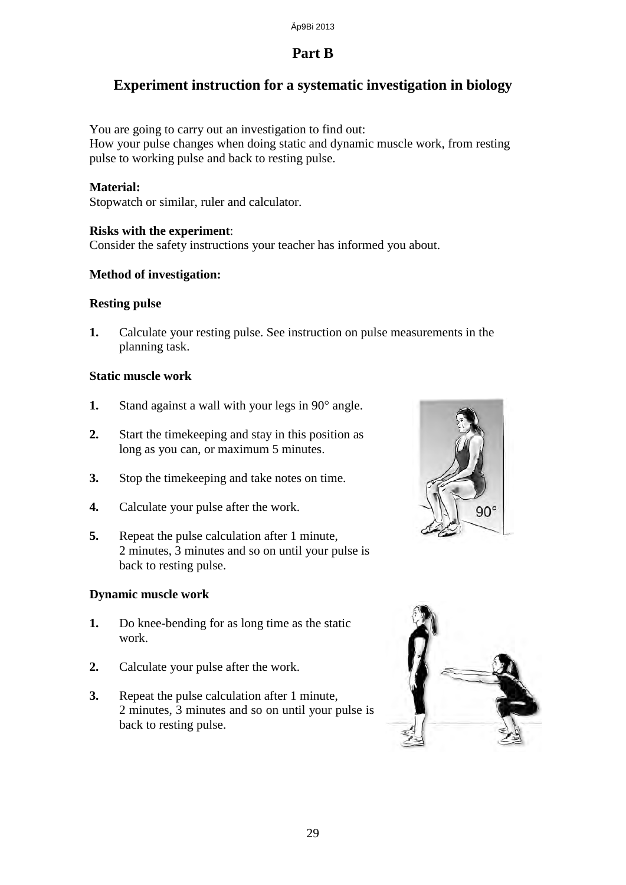## Part B

# Experiment instruction for a systematic investigation in biology

You are going to carry out an investigation to find out:
How your pulse changes when doing static and dynamic muscle work, from resting pulse to working pulse and back to resting pulse.

**Material:**
Stopwatch or similar, ruler and calculator.

**Risks with the experiment**:
Consider the safety instructions your teacher has informed you about.

**Method of investigation:**

**Resting pulse**

1. Calculate your resting pulse. See instruction on pulse measurements in the planning task.

**Static muscle work**

1. Stand against a wall with your legs in 90° angle.
2. Start the timekeeping and stay in this position as long as you can, or maximum 5 minutes.
3. Stop the timekeeping and take notes on time.
4. Calculate your pulse after the work.
5. Repeat the pulse calculation after 1 minute, 2 minutes, 3 minutes and so on until your pulse is back to resting pulse.

**Dynamic muscle work**

1. Do knee-bending for as long time as the static work.
2. Calculate your pulse after the work.
3. Repeat the pulse calculation after 1 minute, 2 minutes, 3 minutes and so on until your pulse is back to resting pulse.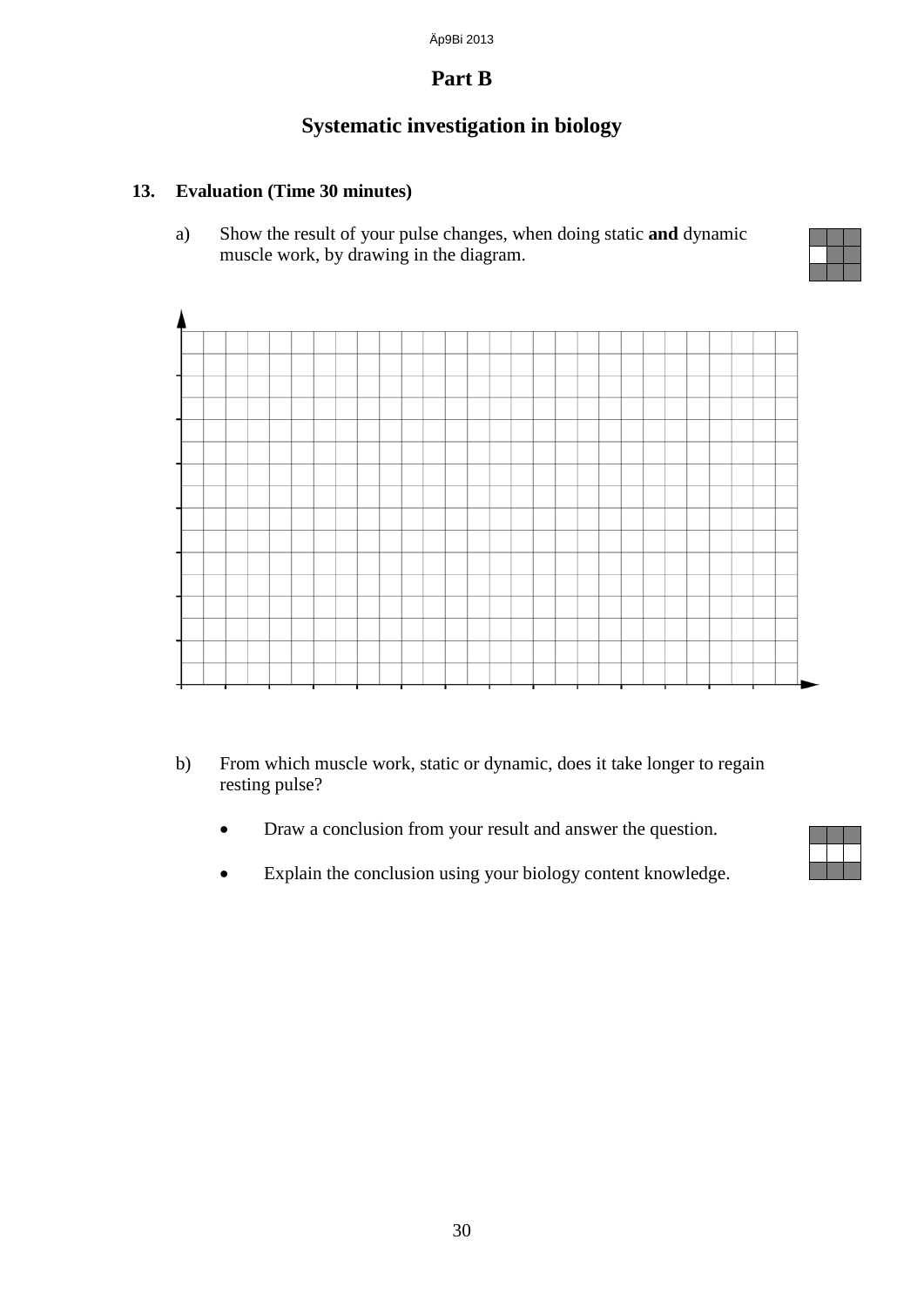# Part B

## Systematic investigation in biology

**13. Evaluation (Time 30 minutes)**

a) Show the result of your pulse changes, when doing static **and** dynamic muscle work, by drawing in the diagram.

b) From which muscle work, static or dynamic, does it take longer to regain resting pulse?

- Draw a conclusion from your result and answer the question.
- Explain the conclusion using your biology content knowledge.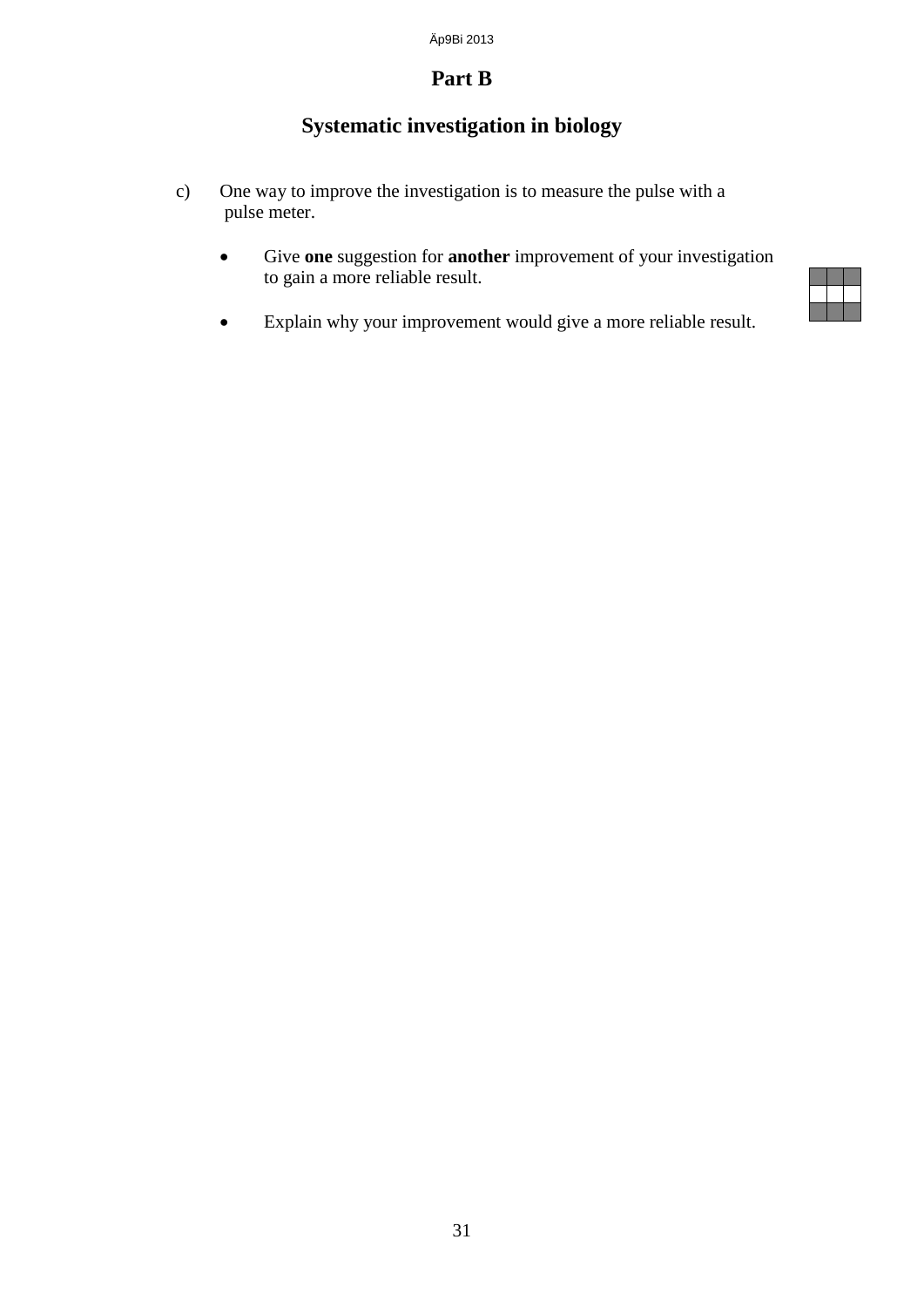# Part B

## Systematic investigation in biology

c) One way to improve the investigation is to measure the pulse with a pulse meter.

- Give **one** suggestion for **another** improvement of your investigation to gain a more reliable result.
- Explain why your improvement would give a more reliable result.